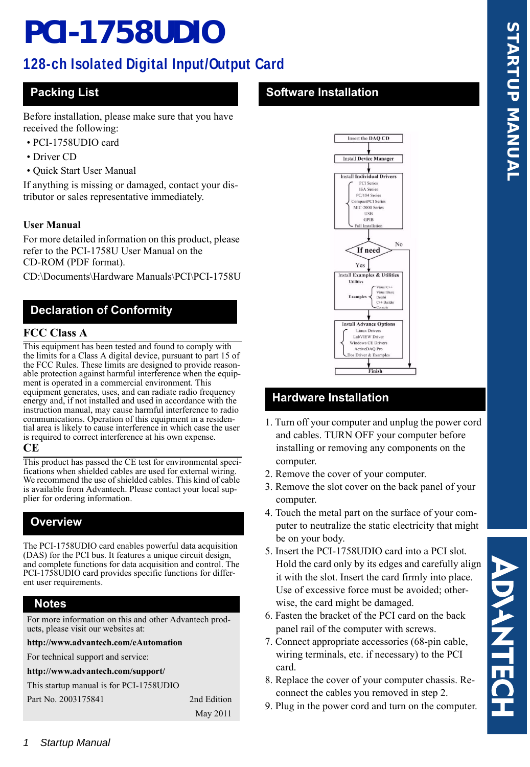# PCI-1758UDIO

## 128-ch Isolated Digital Input/Output Card

## Packing List

Before installation, please make sure that you have received the following:

- PCI-1758UDIO card
- Driver CD
- Quick Start User Manual

If anything is missing or damaged, contact your distributor or sales representative immediately.

### User Manual

For more detailed information on this product, please refer to the PCI-1758U User Manual on the CD-ROM (PDF format).

CD:\Documents\Hardware Manuals\PCI\PCI-1758U

## Declaration of Conformity

### FCC Class A

This equipment has been tested and found to comply with the limits for a Class A digital device, pursuant to part 15 of the FCC Rules. These limits are designed to provide reasonable protection against harmful interference when the equipment is operated in a commercial environment. This equipment generates, uses, and can radiate radio frequency energy and, if not installed and used in accordance with the instruction manual, may cause harmful interference to radio communications. Operation of this equipment in a residential area is likely to cause interference in which case the user is required to correct interference at his own expense.

### CE

This product has passed the CE test for environmental specifications when shielded cables are used for external wiring. We recommend the use of shielded cables. This kind of cable is available from Advantech. Please contact your local supplier for ordering information.

## Overview

The PCI-1758UDIO card enables powerful data acquisition (DAS) for the PCI bus. It features a unique circuit design, and complete functions for data acquisition and control. The PCI-1758UDIO card provides specific functions for different user requirements.

## Notes

For more information on this and other Advantech products, please visit our websites at:

**http://www.advantech.com/eAutomation**

For technical support and service:

**http://www.advantech.com/support/**

This startup manual is for PCI-1758UDIO

Part No. 2003175841 2nd Edition

May 2011

## Software Installation

Insert the DAQ CD

Install Device Manager

Install Individual Drivers
PCI Series
ISA Series
PC/104 Series
CompactPCI Series
MIC-2000 Series
USB
GPIB
Full Installation

If need

No

Yes

Install Examples & Utilities
Utilities
Examples
Visual C++
Visual Basic
Delphi
C++ Builder
Console

Install Advance Options
Linux Drivers
LabVIEW Driver
Windows CE Drivers
ActiveDAQ Pro
Dos Driver & Examples

Finish

## Hardware Installation

1. Turn off your computer and unplug the power cord and cables. TURN OFF your computer before installing or removing any components on the computer.
2. Remove the cover of your computer.
3. Remove the slot cover on the back panel of your computer.
4. Touch the metal part on the surface of your computer to neutralize the static electricity that might be on your body.
5. Insert the PCI-1758UDIO card into a PCI slot. Hold the card only by its edges and carefully align it with the slot. Insert the card firmly into place. Use of excessive force must be avoided; otherwise, the card might be damaged.
6. Fasten the bracket of the PCI card on the back panel rail of the computer with screws.
7. Connect appropriate accessories (68-pin cable, wiring terminals, etc. if necessary) to the PCI card.
8. Replace the cover of your computer chassis. Reconnect the cables you removed in step 2.
9. Plug in the power cord and turn on the computer.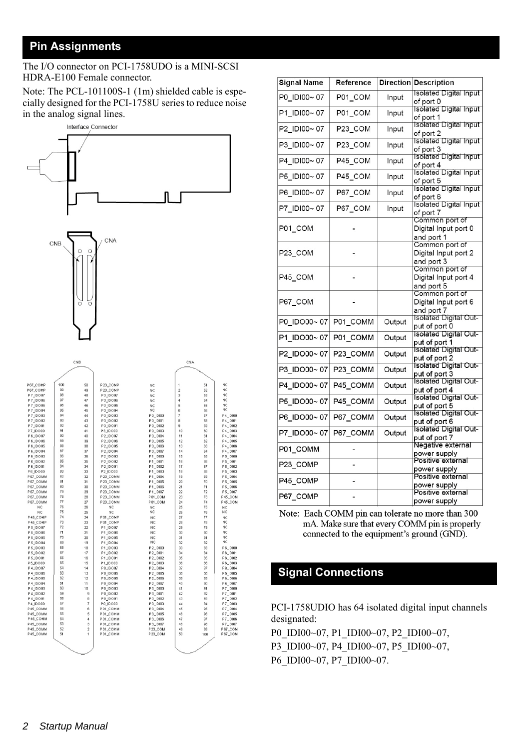## Pin Assignments

The I/O connector on PCI-1758UDO is a MINI-SCSI HDRA-E100 Female connector.

Note: The PCL-101100S-1 (1m) shielded cable is especially designed for the PCI-1758U series to reduce noise in the analog signal lines.

Interface Connector

CNB

CNA

**CNB**

| Signal | Pin | Pin | Signal |
|---|---|---|---|
| P67_COMP | 100 | 50 | P23_COMP |
| P67_COMP | 99 | 49 | P23_COMP |
| P7_IDO07 | 98 | 48 | P3_IDO07 |
| P7_IDO06 | 97 | 47 | P3_IDO06 |
| P7_IDO05 | 96 | 46 | P3_IDO05 |
| P7_IDO04 | 95 | 45 | P3_IDO04 |
| P7_IDO03 | 94 | 44 | P3_IDO03 |
| P7_IDO02 | 93 | 43 | P3_IDO02 |
| P7_IDO01 | 92 | 42 | P3_IDO01 |
| P7_IDO00 | 91 | 41 | P3_IDO00 |
| P6_IDO07 | 90 | 40 | P2_IDO07 |
| P6_IDO06 | 89 | 39 | P2_IDO06 |
| P6_IDO05 | 88 | 38 | P2_IDO05 |
| P6_IDO04 | 87 | 37 | P2_IDO04 |
| P6_IDO03 | 86 | 36 | P2_IDO03 |
| P6_IDO02 | 85 | 35 | P2_IDO02 |
| P6_IDO01 | 84 | 34 | P2_IDO01 |
| P6_IDO00 | 83 | 33 | P2_IDO00 |
| P67_COMM | 82 | 32 | P23_COMM |
| P67_COMM | 81 | 31 | P23_COMM |
| P67_COMM | 80 | 30 | P23_COMM |
| P67_COMM | 79 | 29 | P23_COMM |
| P67_COMM | 78 | 28 | P23_COMM |
| P67_COMM | 77 | 27 | P23_COMM |
| NC | 76 | 26 | NC |
| NC | 75 | 25 | NC |
| P45_COMP | 74 | 24 | P01_COMP |
| P45_COMP | 73 | 23 | P01_COMP |
| P5_IDO07 | 72 | 22 | P1_IDO07 |
| P5_IDO06 | 71 | 21 | P1_IDO06 |
| P5_IDO05 | 70 | 20 | P1_IDO05 |
| P5_IDO04 | 69 | 19 | P1_IDO04 |
| P5_IDO03 | 68 | 18 | P1_IDO03 |
| P5_IDO02 | 67 | 17 | P1_IDO02 |
| P5_IDO01 | 66 | 16 | P1_IDO01 |
| P5_IDO00 | 65 | 15 | P1_IDO00 |
| P4_IDO07 | 64 | 14 | P0_IDO07 |
| P4_IDO06 | 63 | 13 | P0_IDO06 |
| P4_IDO05 | 62 | 12 | P0_IDO05 |
| P4_IDO04 | 61 | 11 | P0_IDO04 |
| P4_IDO03 | 60 | 10 | P0_IDO03 |
| P4_IDO02 | 59 | 9 | P0_IDO02 |
| P4_IDO01 | 58 | 8 | P0_IDO01 |
| P4_IDO00 | 57 | 7 | P0_IDO00 |
| P45_COMM | 56 | 6 | P01_COMM |
| P45_COMM | 55 | 5 | P01_COMM |
| P45_COMM | 54 | 4 | P01_COMM |
| P45_COMM | 53 | 3 | P01_COMM |
| P45_COMM | 52 | 2 | P01_COMM |
| P45_COMM | 51 | 1 | P01_COMM |

**CNA**

| Signal | Pin | Pin | Signal |
|---|---|---|---|
| NC | 1 | 51 | NC |
| NC | 2 | 52 | NC |
| NC | 3 | 53 | NC |
| NC | 4 | 54 | NC |
| NC | 5 | 55 | NC |
| NC | 6 | 56 | NC |
| P0_IDI00 | 7 | 57 | P4_IDI00 |
| P0_IDI01 | 8 | 58 | P4_IDI01 |
| P0_IDI02 | 9 | 59 | P4_IDI02 |
| P0_IDI03 | 10 | 60 | P4_IDI03 |
| P0_IDI04 | 11 | 61 | P4_IDI04 |
| P0_IDI05 | 12 | 62 | P4_IDI05 |
| P0_IDI06 | 13 | 63 | P4_IDI06 |
| P0_IDI07 | 14 | 64 | P4_IDI07 |
| P1_IDI00 | 15 | 65 | P5_IDI00 |
| P1_IDI01 | 16 | 66 | P5_IDI01 |
| P1_IDI02 | 17 | 67 | P5_IDI02 |
| P1_IDI03 | 18 | 68 | P5_IDI03 |
| P1_IDI04 | 19 | 69 | P5_IDI04 |
| P1_IDI05 | 20 | 70 | P5_IDI05 |
| P1_IDI06 | 21 | 71 | P5_IDI06 |
| P1_IDI07 | 22 | 72 | P5_IDI07 |
| P01_COM | 23 | 73 | P45_COM |
| P01_COM | 24 | 74 | P45_COM |
| NC | 25 | 75 | NC |
| NC | 26 | 76 | NC |
| NC | 27 | 77 | NC |
| NC | 28 | 78 | NC |
| NC | 29 | 79 | NC |
| NC | 30 | 80 | NC |
| NC | 31 | 81 | NC |
| NC | 32 | 82 | NC |
| P2_IDI00 | 33 | 83 | P6_IDI00 |
| P2_IDI01 | 34 | 84 | P6_IDI01 |
| P2_IDI02 | 35 | 85 | P6_IDI02 |
| P2_IDI03 | 36 | 86 | P6_IDI03 |
| P2_IDI04 | 37 | 87 | P6_IDI04 |
| P2_IDI05 | 38 | 88 | P6_IDI05 |
| P2_IDI06 | 39 | 89 | P6_IDI06 |
| P2_IDI07 | 40 | 90 | P6_IDI07 |
| P3_IDI00 | 41 | 91 | P7_IDI00 |
| P3_IDI01 | 42 | 92 | P7_IDI01 |
| P3_IDI02 | 43 | 93 | P7_IDI02 |
| P3_IDI03 | 44 | 94 | P7_IDI03 |
| P3_IDI04 | 45 | 95 | P7_IDI04 |
| P3_IDI05 | 46 | 96 | P7_IDI05 |
| P3_IDI06 | 47 | 97 | P7_IDI06 |
| P3_IDI07 | 48 | 98 | P7_IDI07 |
| P23_COM | 49 | 99 | P67_COM |
| P23_COM | 50 | 100 | P67_COM |

| Signal Name | Reference | Direction | Description |
|---|---|---|---|
| P0_IDI00~ 07 | P01_COM | Input | Isolated Digital Input of port 0 |
| P1_IDI00~ 07 | P01_COM | Input | Isolated Digital Input of port 1 |
| P2_IDI00~ 07 | P23_COM | Input | Isolated Digital Input of port 2 |
| P3_IDI00~ 07 | P23_COM | Input | Isolated Digital Input of port 3 |
| P4_IDI00~ 07 | P45_COM | Input | Isolated Digital Input of port 4 |
| P5_IDI00~ 07 | P45_COM | Input | Isolated Digital Input of port 5 |
| P6_IDI00~ 07 | P67_COM | Input | Isolated Digital Input of port 6 |
| P7_IDI00~ 07 | P67_COM | Input | Isolated Digital Input of port 7 |
| P01_COM | - | | Common port of Digital Input port 0 and port 1 |
| P23_COM | - | | Common port of Digital Input port 2 and port 3 |
| P45_COM | - | | Common port of Digital Input port 4 and port 5 |
| P67_COM | - | | Common port of Digital Input port 6 and port 7 |
| P0_IDO00~ 07 | P01_COMM | Output | Isolated Digital Output of port 0 |
| P1_IDO00~ 07 | P01_COMM | Output | Isolated Digital Output of port 1 |
| P2_IDO00~ 07 | P23_COMM | Output | Isolated Digital Output of port 2 |
| P3_IDO00~ 07 | P23_COMM | Output | Isolated Digital Output of port 3 |
| P4_IDO00~ 07 | P45_COMM | Output | Isolated Digital Output of port 4 |
| P5_IDO00~ 07 | P45_COMM | Output | Isolated Digital Output of port 5 |
| P6_IDO00~ 07 | P67_COMM | Output | Isolated Digital Output of port 6 |
| P7_IDO00~ 07 | P67_COMM | Output | Isolated Digital Output of port 7 |
| P01_COMM | - | | Negative external power supply |
| P23_COMP | - | | Positive external power supply |
| P45_COMP | - | | Positive external power supply |
| P67_COMP | - | | Positive external power supply |

Note: Each COMM pin can tolerate no more than 300 mA. Make sure that every COMM pin is properly connected to the equipment's ground (GND).

## Signal Connections

PCI-1758UDIO has 64 isolated digital input channels designated:

P0_IDI00~07, P1_IDI00~07, P2_IDI00~07, P3_IDI00~07, P4_IDI00~07, P5_IDI00~07, P6_IDI00~07, P7_IDI00~07.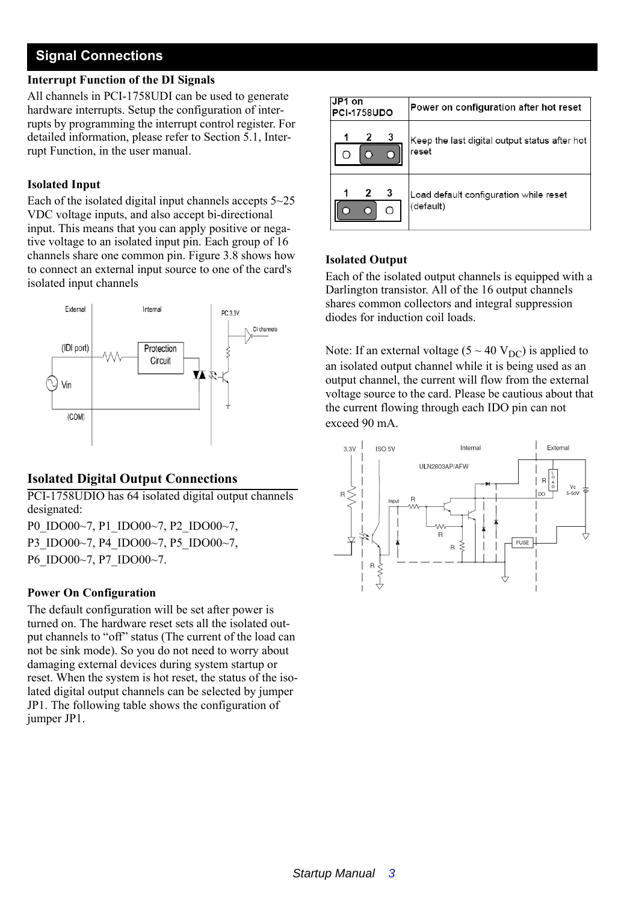## Signal Connections

### Interrupt Function of the DI Signals

All channels in PCI-1758UDI can be used to generate hardware interrupts. Setup the configuration of interrupts by programming the interrupt control register. For detailed information, please refer to Section 5.1, Interrupt Function, in the user manual.

### Isolated Input

Each of the isolated digital input channels accepts 5~25 VDC voltage inputs, and also accept bi-directional input. This means that you can apply positive or negative voltage to an isolated input pin. Each group of 16 channels share one common pin. Figure 3.8 shows how to connect an external input source to one of the card's isolated input channels

External
Internal
PC 3.3V
DI channels
(IDI port)
Protection Circuit
Vin
(COM)

## Isolated Digital Output Connections

PCI-1758UDIO has 64 isolated digital output channels designated:

P0_IDO00~7, P1_IDO00~7, P2_IDO00~7, P3_IDO00~7, P4_IDO00~7, P5_IDO00~7, P6_IDO00~7, P7_IDO00~7.

### Power On Configuration

The default configuration will be set after power is turned on. The hardware reset sets all the isolated output channels to "off" status (The current of the load can not be sink mode). So you do not need to worry about damaging external devices during system startup or reset. When the system is hot reset, the status of the isolated digital output channels can be selected by jumper JP1. The following table shows the configuration of jumper JP1.

| JP1 on PCI-1758UDO | Power on configuration after hot reset |
|---|---|
| 1 2 3 (pins 2–3 shorted) | Keep the last digital output status after hot reset |
| 1 2 3 (pins 1–2 shorted) | Load default configuration while reset (default) |

### Isolated Output

Each of the isolated output channels is equipped with a Darlington transistor. All of the 16 output channels shares common collectors and integral suppression diodes for induction coil loads.

Note: If an external voltage (5 ~ 40 $V_{DC}$) is applied to an isolated output channel while it is being used as an output channel, the current will flow from the external voltage source to the card. Please be cautious about that the current flowing through each IDO pin can not exceed 90 mA.

3.3V
ISO 5V
Internal
External
ULN2803AP/AFW
R
Input
R
R
R
R
LOAD
DO
Vc 5-50V
FUSE
R